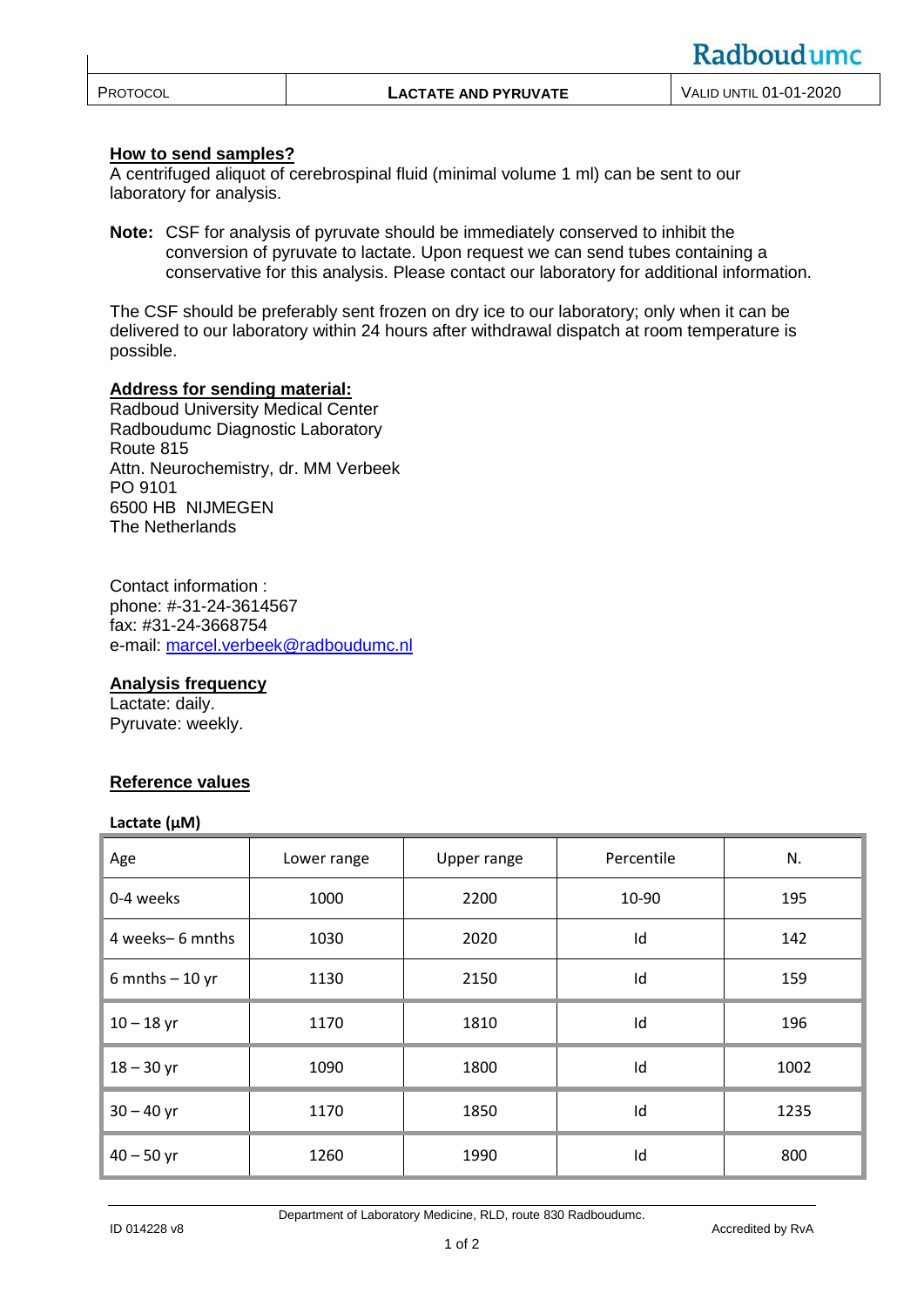## How to send samples?

A centrifuged aliquot of cerebrospinal fluid (minimal volume 1 ml) can be sent to our laboratory for analysis.

**Note:** CSF for analysis of pyruvate should be immediately conserved to inhibit the conversion of pyruvate to lactate. Upon request we can send tubes containing a conservative for this analysis. Please contact our laboratory for additional information.

The CSF should be preferably sent frozen on dry ice to our laboratory; only when it can be delivered to our laboratory within 24 hours after withdrawal dispatch at room temperature is possible.

## Address for sending material:

Radboud University Medical Center
Radboudumc Diagnostic Laboratory
Route 815
Attn. Neurochemistry, dr. MM Verbeek
PO 9101
6500 HB NIJMEGEN
The Netherlands

Contact information :
phone: #-31-24-3614567
fax: #31-24-3668754
e-mail: marcel.verbeek@radboudumc.nl

## Analysis frequency

Lactate: daily.
Pyruvate: weekly.

## Reference values

**Lactate (µM)**

| Age | Lower range | Upper range | Percentile | N. |
|---|---|---|---|---|
| 0-4 weeks | 1000 | 2200 | 10-90 | 195 |
| 4 weeks– 6 mnths | 1030 | 2020 | Id | 142 |
| 6 mnths – 10 yr | 1130 | 2150 | Id | 159 |
| 10 – 18 yr | 1170 | 1810 | Id | 196 |
| 18 – 30 yr | 1090 | 1800 | Id | 1002 |
| 30 – 40 yr | 1170 | 1850 | Id | 1235 |
| 40 – 50 yr | 1260 | 1990 | Id | 800 |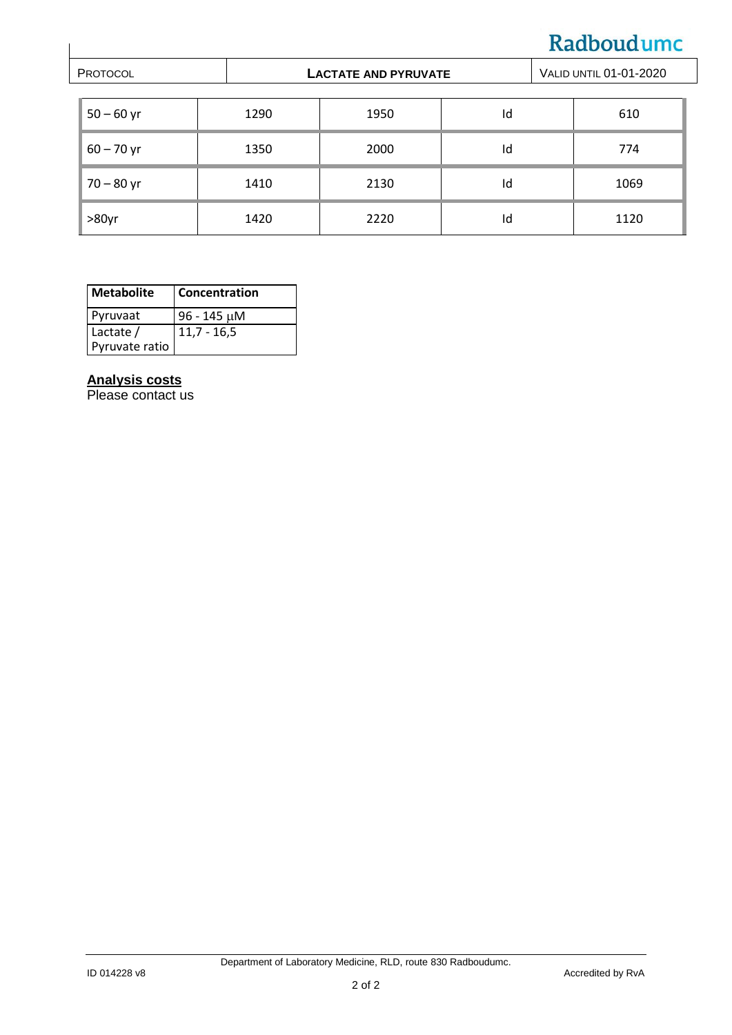| | | | | |
|---|---|---|---|---|
| 50 – 60 yr | 1290 | 1950 | Id | 610 |
| 60 – 70 yr | 1350 | 2000 | Id | 774 |
| 70 – 80 yr | 1410 | 2130 | Id | 1069 |
| >80yr | 1420 | 2220 | Id | 1120 |

| Metabolite | Concentration |
|---|---|
| Pyruvaat | 96 - 145 μM |
| Lactate / Pyruvate ratio | 11,7 - 16,5 |

**Analysis costs**

Please contact us

Department of Laboratory Medicine, RLD, route 830 Radboudumc.

ID 014228 v8

Accredited by RvA